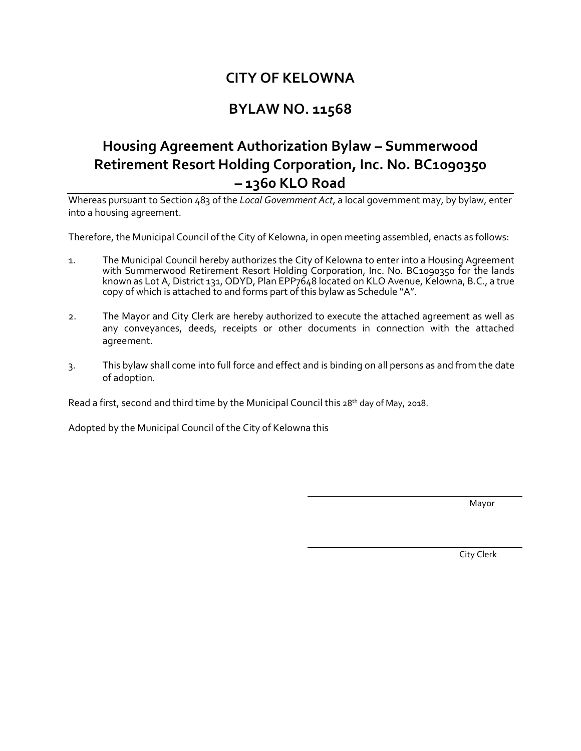# CITY OF KELOWNA

## BYLAW NO. 11568

## Housing Agreement Authorization Bylaw – Summerwood Retirement Resort Holding Corporation, Inc. No. BC1090350 – 1360 KLO Road

Whereas pursuant to Section 483 of the *Local Government Act*, a local government may, by bylaw, enter into a housing agreement.

Therefore, the Municipal Council of the City of Kelowna, in open meeting assembled, enacts as follows:

1. The Municipal Council hereby authorizes the City of Kelowna to enter into a Housing Agreement with Summerwood Retirement Resort Holding Corporation, Inc. No. BC1090350 for the lands known as Lot A, District 131, ODYD, Plan EPP7648 located on KLO Avenue, Kelowna, B.C., a true copy of which is attached to and forms part of this bylaw as Schedule "A".

2. The Mayor and City Clerk are hereby authorized to execute the attached agreement as well as any conveyances, deeds, receipts or other documents in connection with the attached agreement.

3. This bylaw shall come into full force and effect and is binding on all persons as and from the date of adoption.

Read a first, second and third time by the Municipal Council this 28th day of May, 2018.

Adopted by the Municipal Council of the City of Kelowna this

Mayor

City Clerk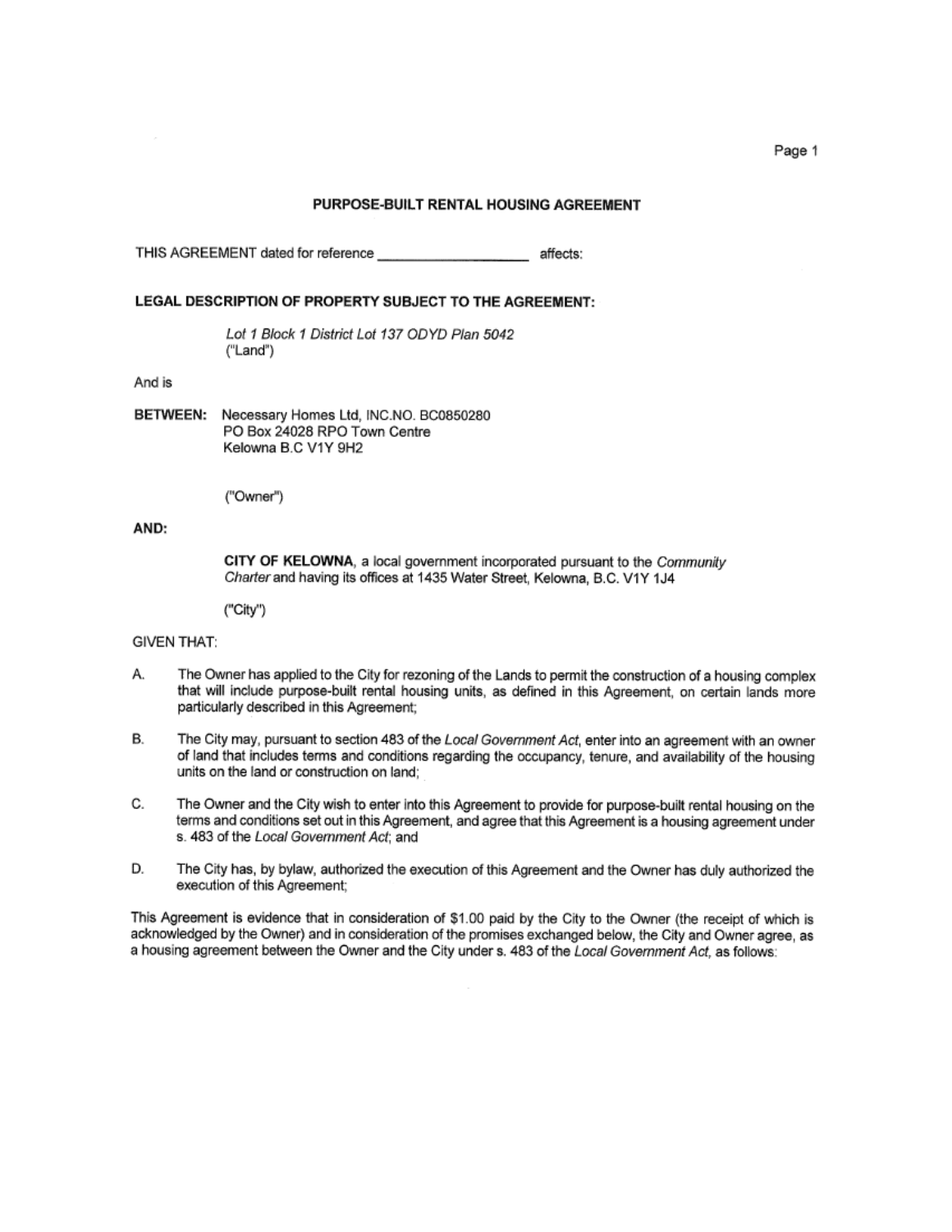# PURPOSE-BUILT RENTAL HOUSING AGREEMENT

THIS AGREEMENT dated for reference ____________________ affects:

**LEGAL DESCRIPTION OF PROPERTY SUBJECT TO THE AGREEMENT:**

*Lot 1 Block 1 District Lot 137 ODYD Plan 5042*
("Land")

And is

**BETWEEN:** Necessary Homes Ltd, INC.NO. BC0850280
PO Box 24028 RPO Town Centre
Kelowna B.C V1Y 9H2

("Owner")

**AND:**

**CITY OF KELOWNA**, a local government incorporated pursuant to the *Community Charter* and having its offices at 1435 Water Street, Kelowna, B.C. V1Y 1J4

("City")

GIVEN THAT:

A. The Owner has applied to the City for rezoning of the Lands to permit the construction of a housing complex that will include purpose-built rental housing units, as defined in this Agreement, on certain lands more particularly described in this Agreement;

B. The City may, pursuant to section 483 of the *Local Government Act*, enter into an agreement with an owner of land that includes terms and conditions regarding the occupancy, tenure, and availability of the housing units on the land or construction on land;

C. The Owner and the City wish to enter into this Agreement to provide for purpose-built rental housing on the terms and conditions set out in this Agreement, and agree that this Agreement is a housing agreement under s. 483 of the *Local Government Act*; and

D. The City has, by bylaw, authorized the execution of this Agreement and the Owner has duly authorized the execution of this Agreement;

This Agreement is evidence that in consideration of $1.00 paid by the City to the Owner (the receipt of which is acknowledged by the Owner) and in consideration of the promises exchanged below, the City and Owner agree, as a housing agreement between the Owner and the City under s. 483 of the *Local Government Act*, as follows: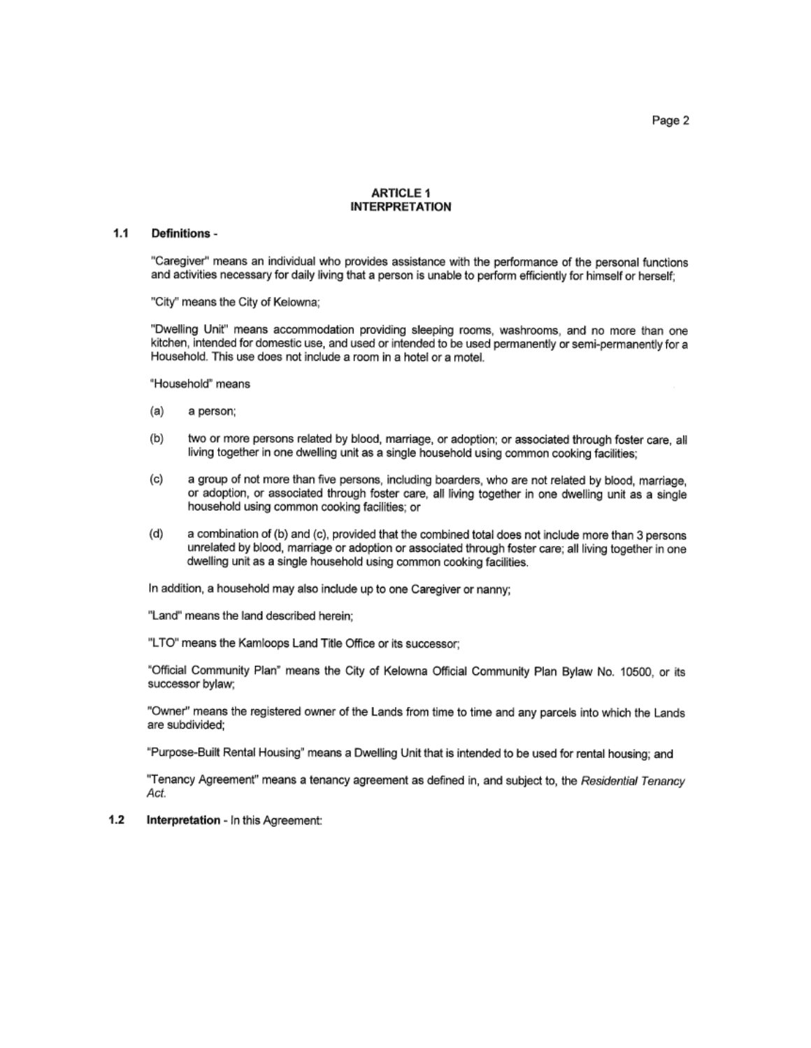## ARTICLE 1
## INTERPRETATION

**1.1 Definitions** -

"Caregiver" means an individual who provides assistance with the performance of the personal functions and activities necessary for daily living that a person is unable to perform efficiently for himself or herself;

"City" means the City of Kelowna;

"Dwelling Unit" means accommodation providing sleeping rooms, washrooms, and no more than one kitchen, intended for domestic use, and used or intended to be used permanently or semi-permanently for a Household. This use does not include a room in a hotel or a motel.

"Household" means

(a) a person;

(b) two or more persons related by blood, marriage, or adoption; or associated through foster care, all living together in one dwelling unit as a single household using common cooking facilities;

(c) a group of not more than five persons, including boarders, who are not related by blood, marriage, or adoption, or associated through foster care, all living together in one dwelling unit as a single household using common cooking facilities; or

(d) a combination of (b) and (c), provided that the combined total does not include more than 3 persons unrelated by blood, marriage or adoption or associated through foster care; all living together in one dwelling unit as a single household using common cooking facilities.

In addition, a household may also include up to one Caregiver or nanny;

"Land" means the land described herein;

"LTO" means the Kamloops Land Title Office or its successor;

"Official Community Plan" means the City of Kelowna Official Community Plan Bylaw No. 10500, or its successor bylaw;

"Owner" means the registered owner of the Lands from time to time and any parcels into which the Lands are subdivided;

"Purpose-Built Rental Housing" means a Dwelling Unit that is intended to be used for rental housing; and

"Tenancy Agreement" means a tenancy agreement as defined in, and subject to, the *Residential Tenancy Act*.

**1.2 Interpretation** - In this Agreement: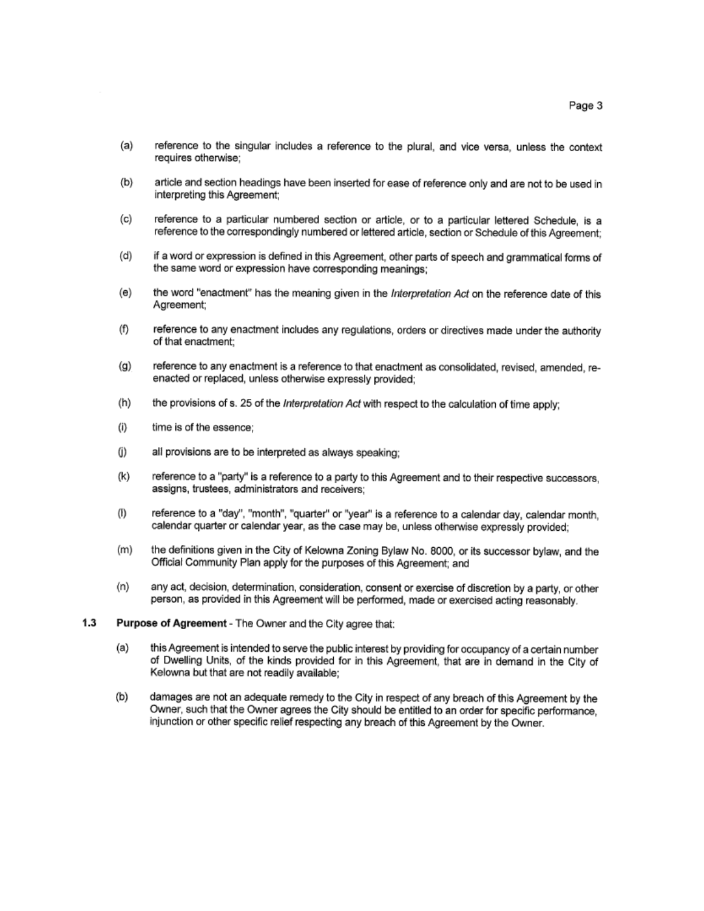(a) reference to the singular includes a reference to the plural, and vice versa, unless the context requires otherwise;

(b) article and section headings have been inserted for ease of reference only and are not to be used in interpreting this Agreement;

(c) reference to a particular numbered section or article, or to a particular lettered Schedule, is a reference to the correspondingly numbered or lettered article, section or Schedule of this Agreement;

(d) if a word or expression is defined in this Agreement, other parts of speech and grammatical forms of the same word or expression have corresponding meanings;

(e) the word "enactment" has the meaning given in the *Interpretation Act* on the reference date of this Agreement;

(f) reference to any enactment includes any regulations, orders or directives made under the authority of that enactment;

(g) reference to any enactment is a reference to that enactment as consolidated, revised, amended, re-enacted or replaced, unless otherwise expressly provided;

(h) the provisions of s. 25 of the *Interpretation Act* with respect to the calculation of time apply;

(i) time is of the essence;

(j) all provisions are to be interpreted as always speaking;

(k) reference to a "party" is a reference to a party to this Agreement and to their respective successors, assigns, trustees, administrators and receivers;

(l) reference to a "day", "month", "quarter" or "year" is a reference to a calendar day, calendar month, calendar quarter or calendar year, as the case may be, unless otherwise expressly provided;

(m) the definitions given in the City of Kelowna Zoning Bylaw No. 8000, or its successor bylaw, and the Official Community Plan apply for the purposes of this Agreement; and

(n) any act, decision, determination, consideration, consent or exercise of discretion by a party, or other person, as provided in this Agreement will be performed, made or exercised acting reasonably.

**1.3 Purpose of Agreement** - The Owner and the City agree that:

(a) this Agreement is intended to serve the public interest by providing for occupancy of a certain number of Dwelling Units, of the kinds provided for in this Agreement, that are in demand in the City of Kelowna but that are not readily available;

(b) damages are not an adequate remedy to the City in respect of any breach of this Agreement by the Owner, such that the Owner agrees the City should be entitled to an order for specific performance, injunction or other specific relief respecting any breach of this Agreement by the Owner.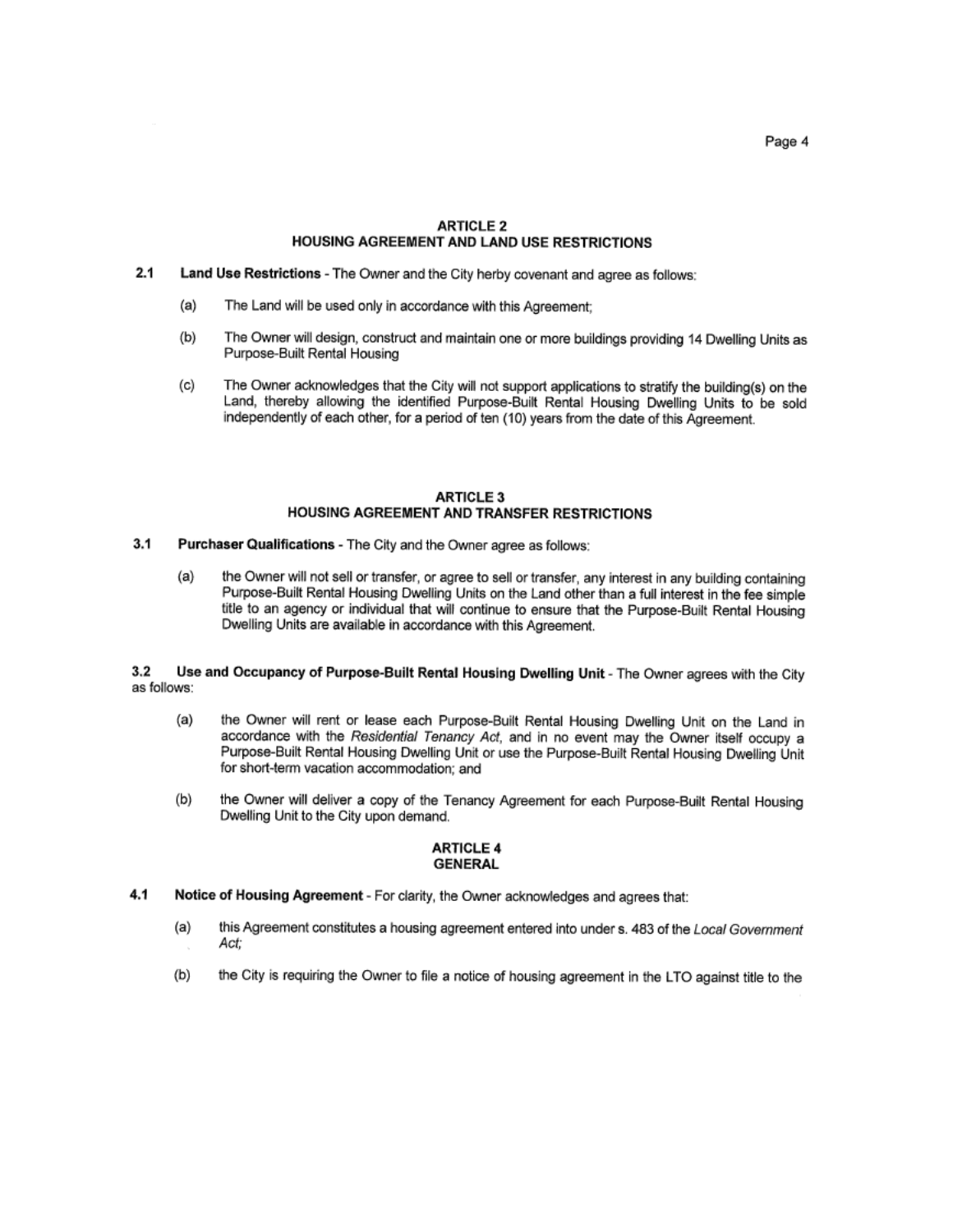## ARTICLE 2
## HOUSING AGREEMENT AND LAND USE RESTRICTIONS

**2.1 Land Use Restrictions** - The Owner and the City herby covenant and agree as follows:

(a) The Land will be used only in accordance with this Agreement;

(b) The Owner will design, construct and maintain one or more buildings providing 14 Dwelling Units as Purpose-Built Rental Housing

(c) The Owner acknowledges that the City will not support applications to stratify the building(s) on the Land, thereby allowing the identified Purpose-Built Rental Housing Dwelling Units to be sold independently of each other, for a period of ten (10) years from the date of this Agreement.

## ARTICLE 3
## HOUSING AGREEMENT AND TRANSFER RESTRICTIONS

**3.1 Purchaser Qualifications** - The City and the Owner agree as follows:

(a) the Owner will not sell or transfer, or agree to sell or transfer, any interest in any building containing Purpose-Built Rental Housing Dwelling Units on the Land other than a full interest in the fee simple title to an agency or individual that will continue to ensure that the Purpose-Built Rental Housing Dwelling Units are available in accordance with this Agreement.

**3.2 Use and Occupancy of Purpose-Built Rental Housing Dwelling Unit** - The Owner agrees with the City as follows:

(a) the Owner will rent or lease each Purpose-Built Rental Housing Dwelling Unit on the Land in accordance with the *Residential Tenancy Act*, and in no event may the Owner itself occupy a Purpose-Built Rental Housing Dwelling Unit or use the Purpose-Built Rental Housing Dwelling Unit for short-term vacation accommodation; and

(b) the Owner will deliver a copy of the Tenancy Agreement for each Purpose-Built Rental Housing Dwelling Unit to the City upon demand.

## ARTICLE 4
## GENERAL

**4.1 Notice of Housing Agreement** - For clarity, the Owner acknowledges and agrees that:

(a) this Agreement constitutes a housing agreement entered into under s. 483 of the *Local Government Act*;

(b) the City is requiring the Owner to file a notice of housing agreement in the LTO against title to the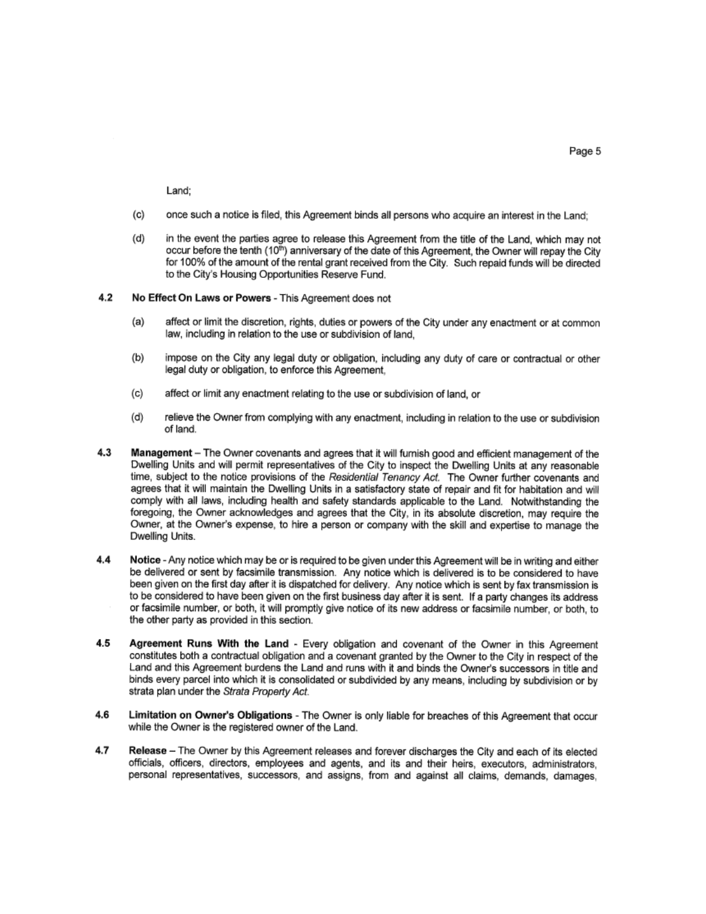Land;

(c) once such a notice is filed, this Agreement binds all persons who acquire an interest in the Land;

(d) in the event the parties agree to release this Agreement from the title of the Land, which may not occur before the tenth (10th) anniversary of the date of this Agreement, the Owner will repay the City for 100% of the amount of the rental grant received from the City. Such repaid funds will be directed to the City's Housing Opportunities Reserve Fund.

4.2 **No Effect On Laws or Powers** - This Agreement does not

(a) affect or limit the discretion, rights, duties or powers of the City under any enactment or at common law, including in relation to the use or subdivision of land,

(b) impose on the City any legal duty or obligation, including any duty of care or contractual or other legal duty or obligation, to enforce this Agreement,

(c) affect or limit any enactment relating to the use or subdivision of land, or

(d) relieve the Owner from complying with any enactment, including in relation to the use or subdivision of land.

4.3 **Management** – The Owner covenants and agrees that it will furnish good and efficient management of the Dwelling Units and will permit representatives of the City to inspect the Dwelling Units at any reasonable time, subject to the notice provisions of the *Residential Tenancy Act*. The Owner further covenants and agrees that it will maintain the Dwelling Units in a satisfactory state of repair and fit for habitation and will comply with all laws, including health and safety standards applicable to the Land. Notwithstanding the foregoing, the Owner acknowledges and agrees that the City, in its absolute discretion, may require the Owner, at the Owner's expense, to hire a person or company with the skill and expertise to manage the Dwelling Units.

4.4 **Notice** - Any notice which may be or is required to be given under this Agreement will be in writing and either be delivered or sent by facsimile transmission. Any notice which is delivered is to be considered to have been given on the first day after it is dispatched for delivery. Any notice which is sent by fax transmission is to be considered to have been given on the first business day after it is sent. If a party changes its address or facsimile number, or both, it will promptly give notice of its new address or facsimile number, or both, to the other party as provided in this section.

4.5 **Agreement Runs With the Land** - Every obligation and covenant of the Owner in this Agreement constitutes both a contractual obligation and a covenant granted by the Owner to the City in respect of the Land and this Agreement burdens the Land and runs with it and binds the Owner's successors in title and binds every parcel into which it is consolidated or subdivided by any means, including by subdivision or by strata plan under the *Strata Property Act*.

4.6 **Limitation on Owner's Obligations** - The Owner is only liable for breaches of this Agreement that occur while the Owner is the registered owner of the Land.

4.7 **Release** – The Owner by this Agreement releases and forever discharges the City and each of its elected officials, officers, directors, employees and agents, and its and their heirs, executors, administrators, personal representatives, successors, and assigns, from and against all claims, demands, damages,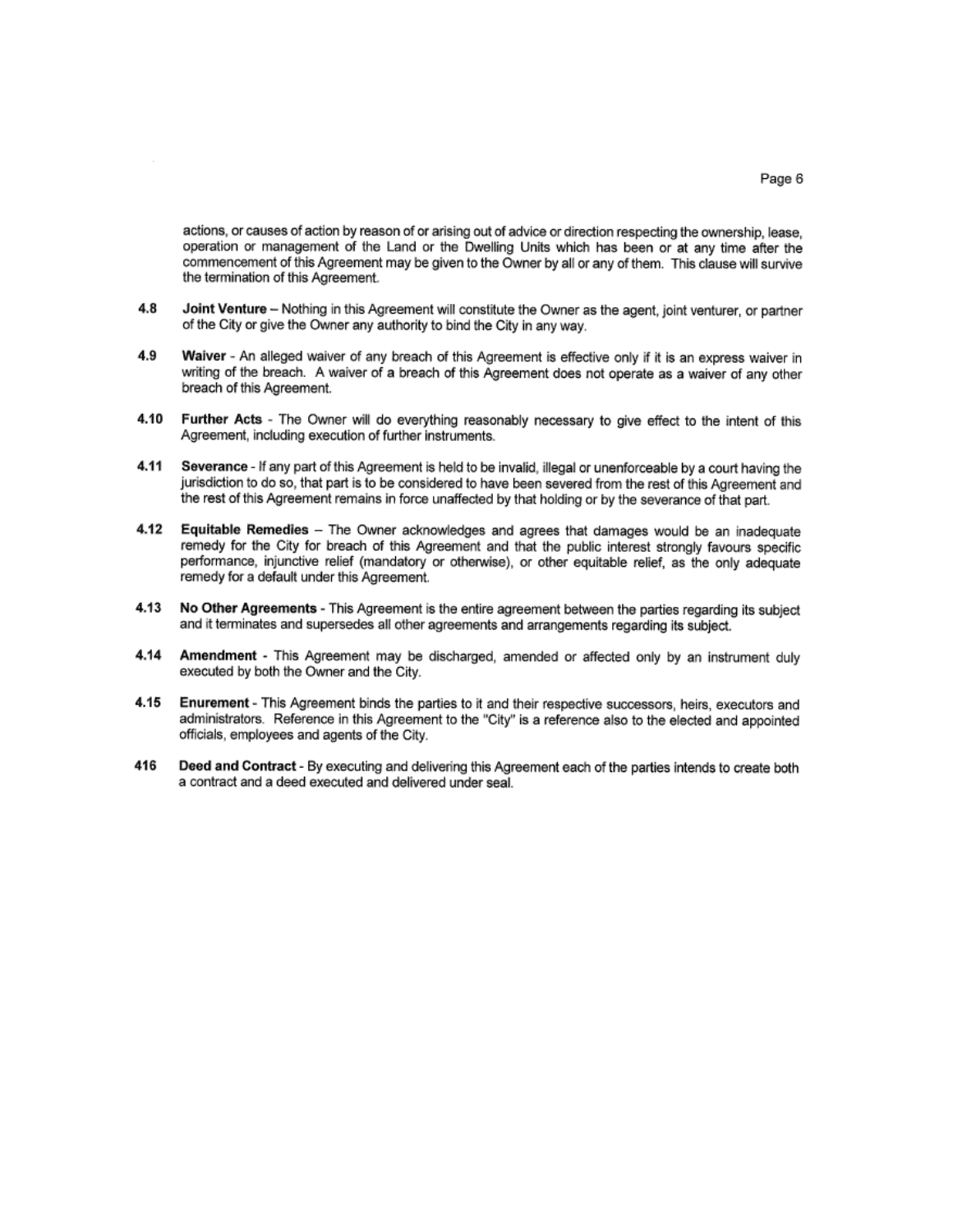actions, or causes of action by reason of or arising out of advice or direction respecting the ownership, lease, operation or management of the Land or the Dwelling Units which has been or at any time after the commencement of this Agreement may be given to the Owner by all or any of them. This clause will survive the termination of this Agreement.

4.8 **Joint Venture** – Nothing in this Agreement will constitute the Owner as the agent, joint venturer, or partner of the City or give the Owner any authority to bind the City in any way.

4.9 **Waiver** - An alleged waiver of any breach of this Agreement is effective only if it is an express waiver in writing of the breach. A waiver of a breach of this Agreement does not operate as a waiver of any other breach of this Agreement.

4.10 **Further Acts** - The Owner will do everything reasonably necessary to give effect to the intent of this Agreement, including execution of further instruments.

4.11 **Severance** - If any part of this Agreement is held to be invalid, illegal or unenforceable by a court having the jurisdiction to do so, that part is to be considered to have been severed from the rest of this Agreement and the rest of this Agreement remains in force unaffected by that holding or by the severance of that part.

4.12 **Equitable Remedies** – The Owner acknowledges and agrees that damages would be an inadequate remedy for the City for breach of this Agreement and that the public interest strongly favours specific performance, injunctive relief (mandatory or otherwise), or other equitable relief, as the only adequate remedy for a default under this Agreement.

4.13 **No Other Agreements** - This Agreement is the entire agreement between the parties regarding its subject and it terminates and supersedes all other agreements and arrangements regarding its subject.

4.14 **Amendment** - This Agreement may be discharged, amended or affected only by an instrument duly executed by both the Owner and the City.

4.15 **Enurement** - This Agreement binds the parties to it and their respective successors, heirs, executors and administrators. Reference in this Agreement to the "City" is a reference also to the elected and appointed officials, employees and agents of the City.

416 **Deed and Contract** - By executing and delivering this Agreement each of the parties intends to create both a contract and a deed executed and delivered under seal.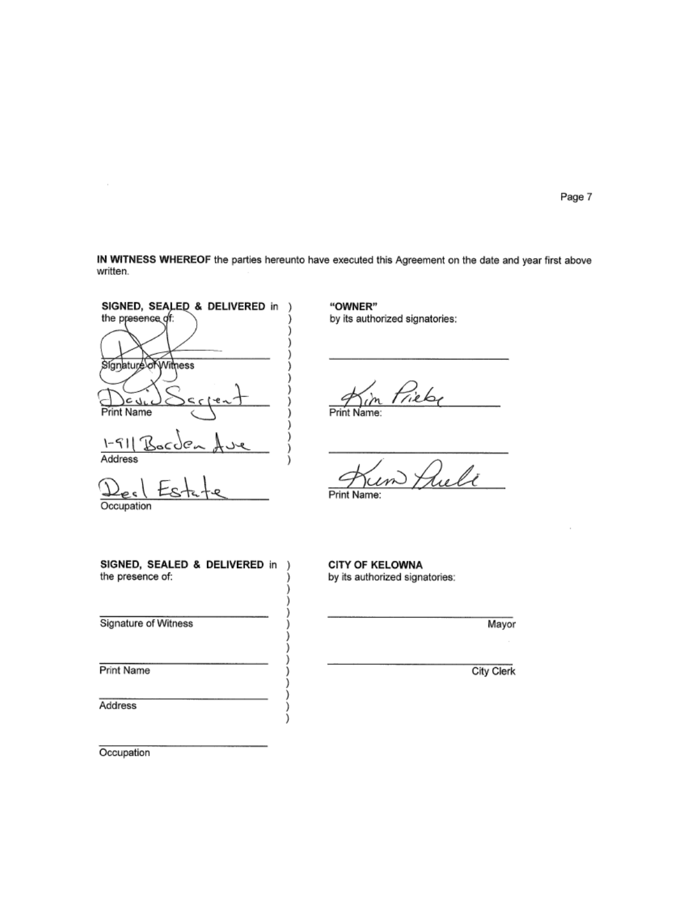**IN WITNESS WHEREOF** the parties hereunto have executed this Agreement on the date and year first above written.

| | |
|---|---|
| **SIGNED, SEALED & DELIVERED** in the presence of: | **"OWNER"** by its authorized signatories: |
| Signature of Witness | |
| David Sargent<br>Print Name | Kim Priebe<br>Print Name: |
| 1-911 Borden Ave<br>Address | |
| Real Estate<br>Occupation | Kim Priebe<br>Print Name: |

| | |
|---|---|
| **SIGNED, SEALED & DELIVERED** in the presence of: | **CITY OF KELOWNA** by its authorized signatories: |
| Signature of Witness | Mayor |
| Print Name | City Clerk |
| Address | |
| Occupation | |